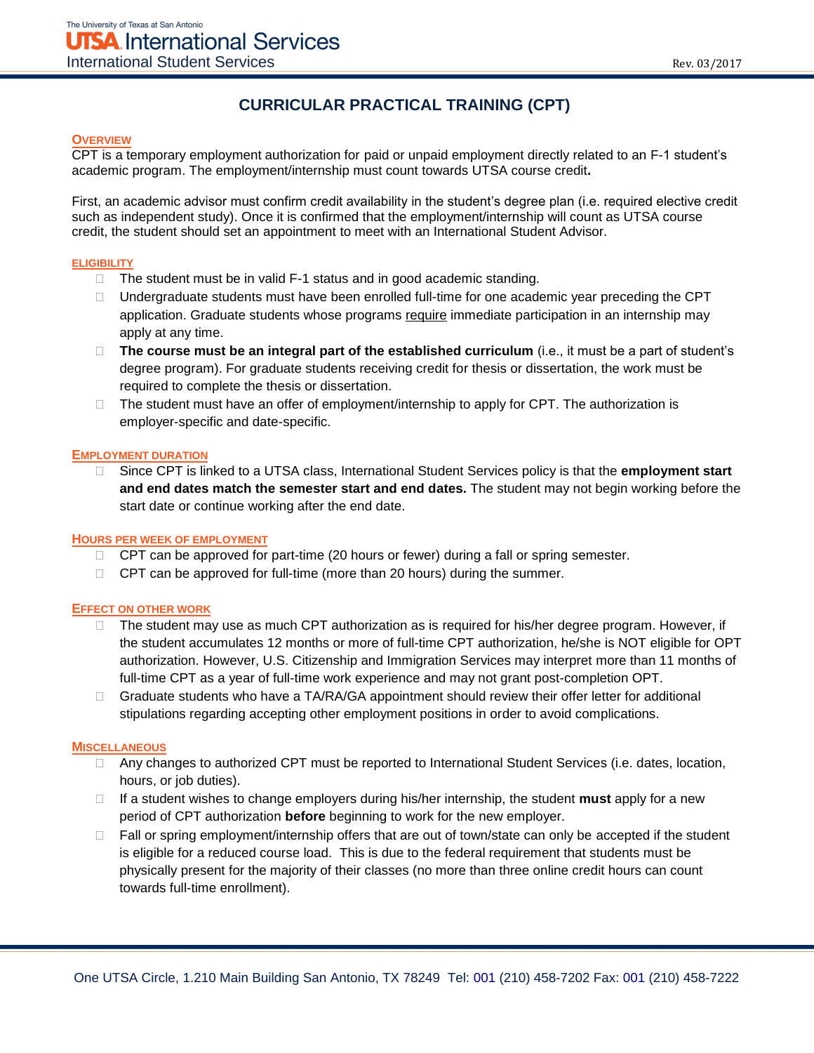# CURRICULAR PRACTICAL TRAINING (CPT)

## OVERVIEW

CPT is a temporary employment authorization for paid or unpaid employment directly related to an F-1 student's academic program. The employment/internship must count towards UTSA course credit**.**

First, an academic advisor must confirm credit availability in the student's degree plan (i.e. required elective credit such as independent study). Once it is confirmed that the employment/internship will count as UTSA course credit, the student should set an appointment to meet with an International Student Advisor.

## ELIGIBILITY

- The student must be in valid F-1 status and in good academic standing.
- Undergraduate students must have been enrolled full-time for one academic year preceding the CPT application. Graduate students whose programs require immediate participation in an internship may apply at any time.
- **The course must be an integral part of the established curriculum** (i.e., it must be a part of student's degree program). For graduate students receiving credit for thesis or dissertation, the work must be required to complete the thesis or dissertation.
- The student must have an offer of employment/internship to apply for CPT. The authorization is employer-specific and date-specific.

## EMPLOYMENT DURATION

- Since CPT is linked to a UTSA class, International Student Services policy is that the **employment start and end dates match the semester start and end dates.** The student may not begin working before the start date or continue working after the end date.

## HOURS PER WEEK OF EMPLOYMENT

- CPT can be approved for part-time (20 hours or fewer) during a fall or spring semester.
- CPT can be approved for full-time (more than 20 hours) during the summer.

## EFFECT ON OTHER WORK

- The student may use as much CPT authorization as is required for his/her degree program. However, if the student accumulates 12 months or more of full-time CPT authorization, he/she is NOT eligible for OPT authorization. However, U.S. Citizenship and Immigration Services may interpret more than 11 months of full-time CPT as a year of full-time work experience and may not grant post-completion OPT.
- Graduate students who have a TA/RA/GA appointment should review their offer letter for additional stipulations regarding accepting other employment positions in order to avoid complications.

## MISCELLANEOUS

- Any changes to authorized CPT must be reported to International Student Services (i.e. dates, location, hours, or job duties).
- If a student wishes to change employers during his/her internship, the student **must** apply for a new period of CPT authorization **before** beginning to work for the new employer.
- Fall or spring employment/internship offers that are out of town/state can only be accepted if the student is eligible for a reduced course load. This is due to the federal requirement that students must be physically present for the majority of their classes (no more than three online credit hours can count towards full-time enrollment).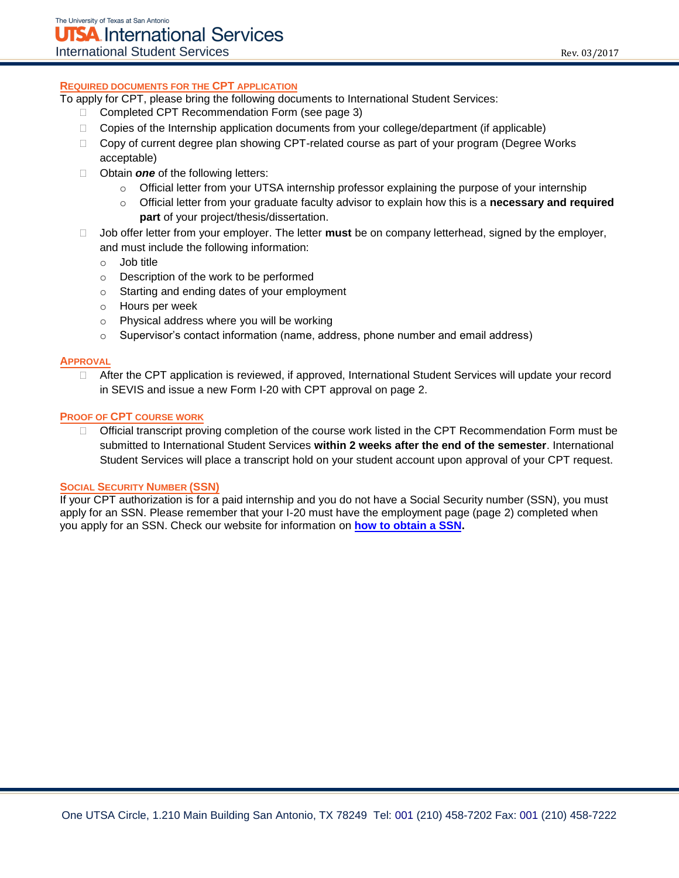## REQUIRED DOCUMENTS FOR THE CPT APPLICATION

To apply for CPT, please bring the following documents to International Student Services:

- Completed CPT Recommendation Form (see page 3)
- Copies of the Internship application documents from your college/department (if applicable)
- Copy of current degree plan showing CPT-related course as part of your program (Degree Works acceptable)
- Obtain ***one*** of the following letters:
  - Official letter from your UTSA internship professor explaining the purpose of your internship
  - Official letter from your graduate faculty advisor to explain how this is a **necessary and required part** of your project/thesis/dissertation.
- Job offer letter from your employer. The letter **must** be on company letterhead, signed by the employer, and must include the following information:
  - Job title
  - Description of the work to be performed
  - Starting and ending dates of your employment
  - Hours per week
  - Physical address where you will be working
  - Supervisor's contact information (name, address, phone number and email address)

## APPROVAL

- After the CPT application is reviewed, if approved, International Student Services will update your record in SEVIS and issue a new Form I-20 with CPT approval on page 2.

## PROOF OF CPT COURSE WORK

- Official transcript proving completion of the course work listed in the CPT Recommendation Form must be submitted to International Student Services **within 2 weeks after the end of the semester**. International Student Services will place a transcript hold on your student account upon approval of your CPT request.

## SOCIAL SECURITY NUMBER (SSN)

If your CPT authorization is for a paid internship and you do not have a Social Security number (SSN), you must apply for an SSN. Please remember that your I-20 must have the employment page (page 2) completed when you apply for an SSN. Check our website for information on **how to obtain a SSN**.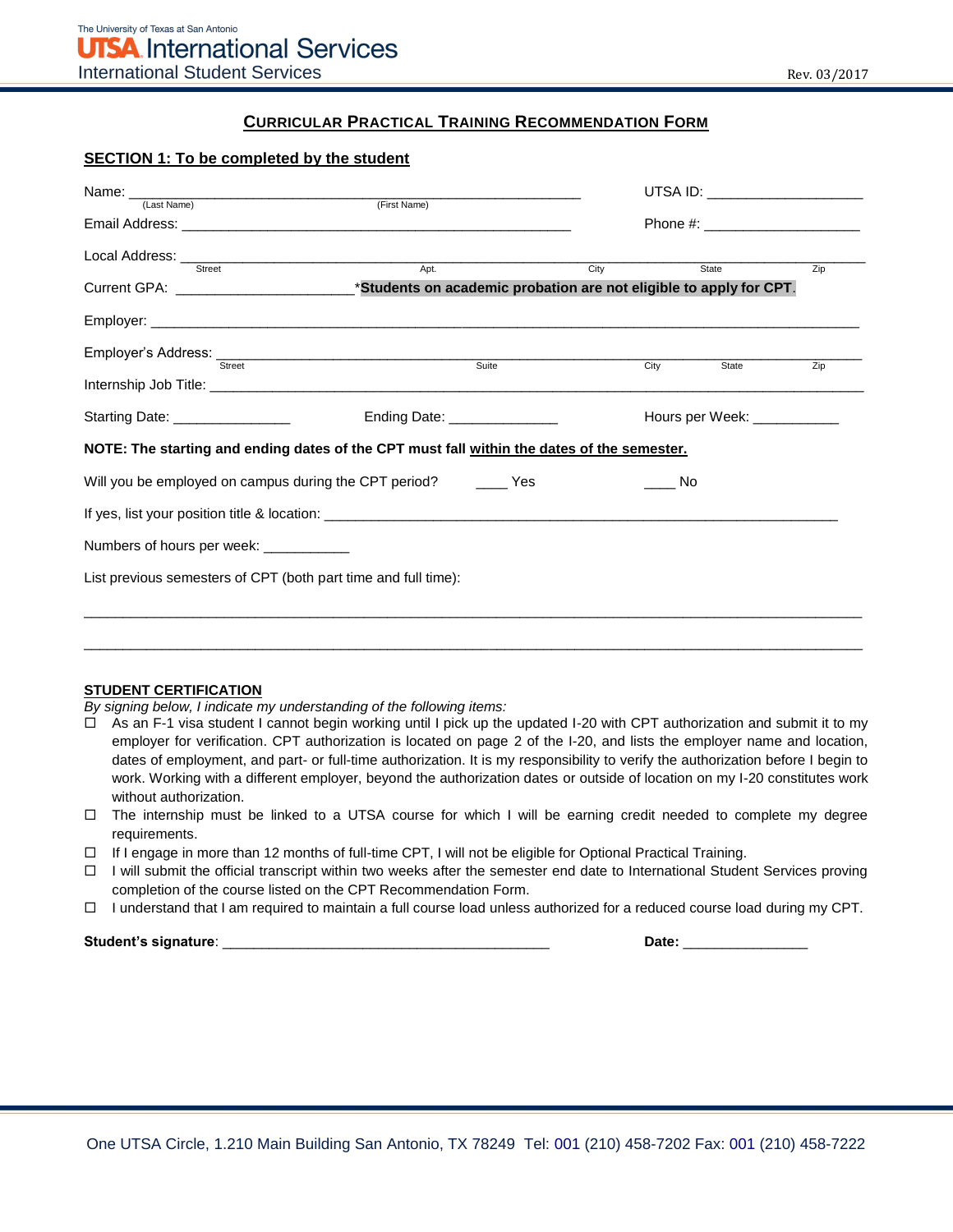The University of Texas at San Antonio
**UTSA** International Services
International Student Services

Rev. 03/2017

## CURRICULAR PRACTICAL TRAINING RECOMMENDATION FORM

### SECTION 1: To be completed by the student

Name: ____________________________________________ UTSA ID: ____________________
(Last Name) (First Name)

Email Address: ____________________________________________ Phone #: ____________________

Local Address: ________________________________________________________________________
Street Apt. City State Zip

Current GPA: ______________________ ***Students on academic probation are not eligible to apply for CPT**.

Employer: ________________________________________________________________________

Employer's Address: ____________________________________________________________________
Street Suite City State Zip

Internship Job Title: ____________________________________________________________________

Starting Date: _______________ Ending Date: ______________ Hours per Week: ___________

**NOTE: The starting and ending dates of the CPT must fall <u>within the dates of the semester.</u>**

Will you be employed on campus during the CPT period? ____ Yes ____ No

If yes, list your position title & location: ______________________________________________________

Numbers of hours per week: ___________

List previous semesters of CPT (both part time and full time):

________________________________________________________________________________________

________________________________________________________________________________________

**STUDENT CERTIFICATION**

*By signing below, I indicate my understanding of the following items:*

- ☐ As an F-1 visa student I cannot begin working until I pick up the updated I-20 with CPT authorization and submit it to my employer for verification. CPT authorization is located on page 2 of the I-20, and lists the employer name and location, dates of employment, and part- or full-time authorization. It is my responsibility to verify the authorization before I begin to work. Working with a different employer, beyond the authorization dates or outside of location on my I-20 constitutes work without authorization.
- ☐ The internship must be linked to a UTSA course for which I will be earning credit needed to complete my degree requirements.
- ☐ If I engage in more than 12 months of full-time CPT, I will not be eligible for Optional Practical Training.
- ☐ I will submit the official transcript within two weeks after the semester end date to International Student Services proving completion of the course listed on the CPT Recommendation Form.
- ☐ I understand that I am required to maintain a full course load unless authorized for a reduced course load during my CPT.

**Student's signature**: __________________________________________ **Date:** ________________

One UTSA Circle, 1.210 Main Building San Antonio, TX 78249 Tel: 001 (210) 458-7202 Fax: 001 (210) 458-7222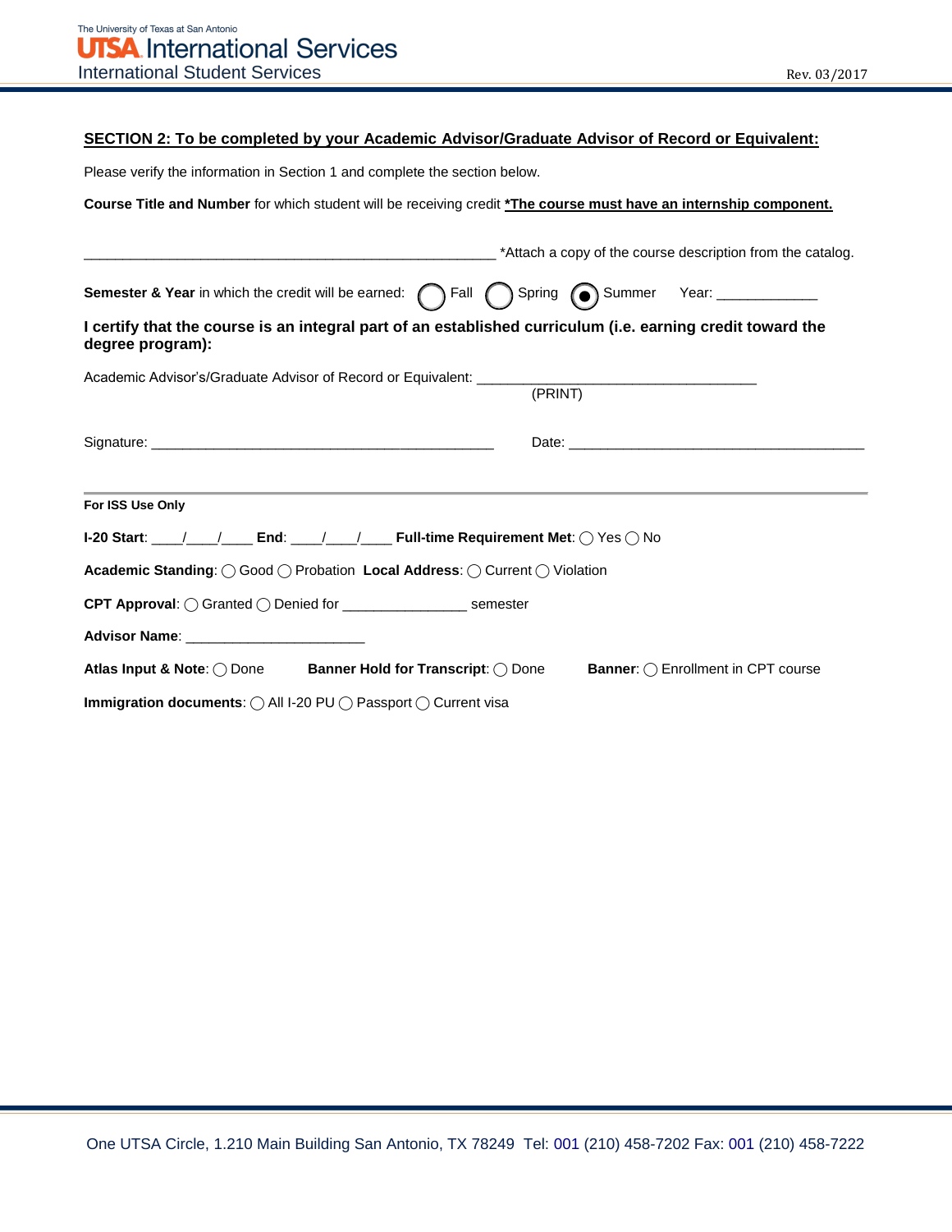**SECTION 2: To be completed by your Academic Advisor/Graduate Advisor of Record or Equivalent:**

Please verify the information in Section 1 and complete the section below.

**Course Title and Number** for which student will be receiving credit ***The course must have an internship component.***

_______________________________________________ *Attach a copy of the course description from the catalog.

**Semester & Year** in which the credit will be earned: ◯ Fall ◯ Spring ◉ Summer Year: ____________

**I certify that the course is an integral part of an established curriculum (i.e. earning credit toward the degree program):**

Academic Advisor's/Graduate Advisor of Record or Equivalent: __________________________________
(PRINT)

Signature: ____________________________________________ Date: ______________________________________

---

**For ISS Use Only**

**I-20 Start**: ____/____/____ **End**: ____/____/____ **Full-time Requirement Met**: ◯ Yes ◯ No

**Academic Standing**: ◯ Good ◯ Probation **Local Address**: ◯ Current ◯ Violation

**CPT Approval**: ◯ Granted ◯ Denied for _______________ semester

**Advisor Name**: ______________________

**Atlas Input & Note**: ◯ Done **Banner Hold for Transcript**: ◯ Done **Banner**: ◯ Enrollment in CPT course

**Immigration documents**: ◯ All I-20 PU ◯ Passport ◯ Current visa